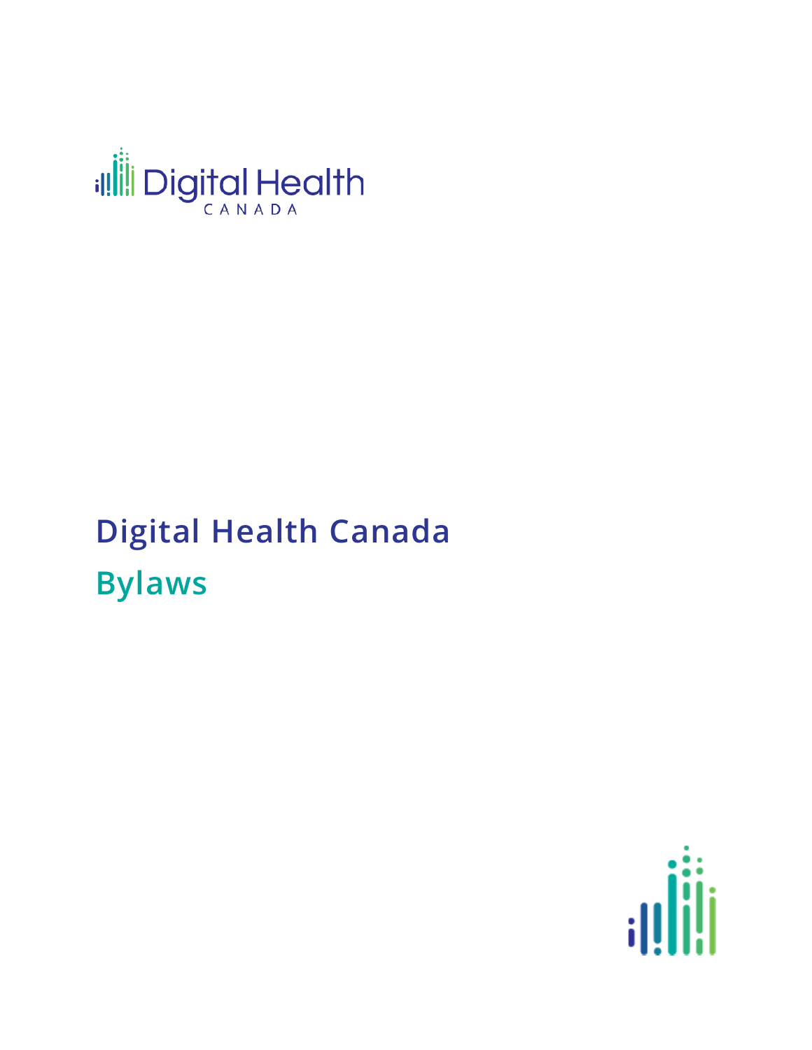Digital Health
CANADA

# Digital Health Canada

## Bylaws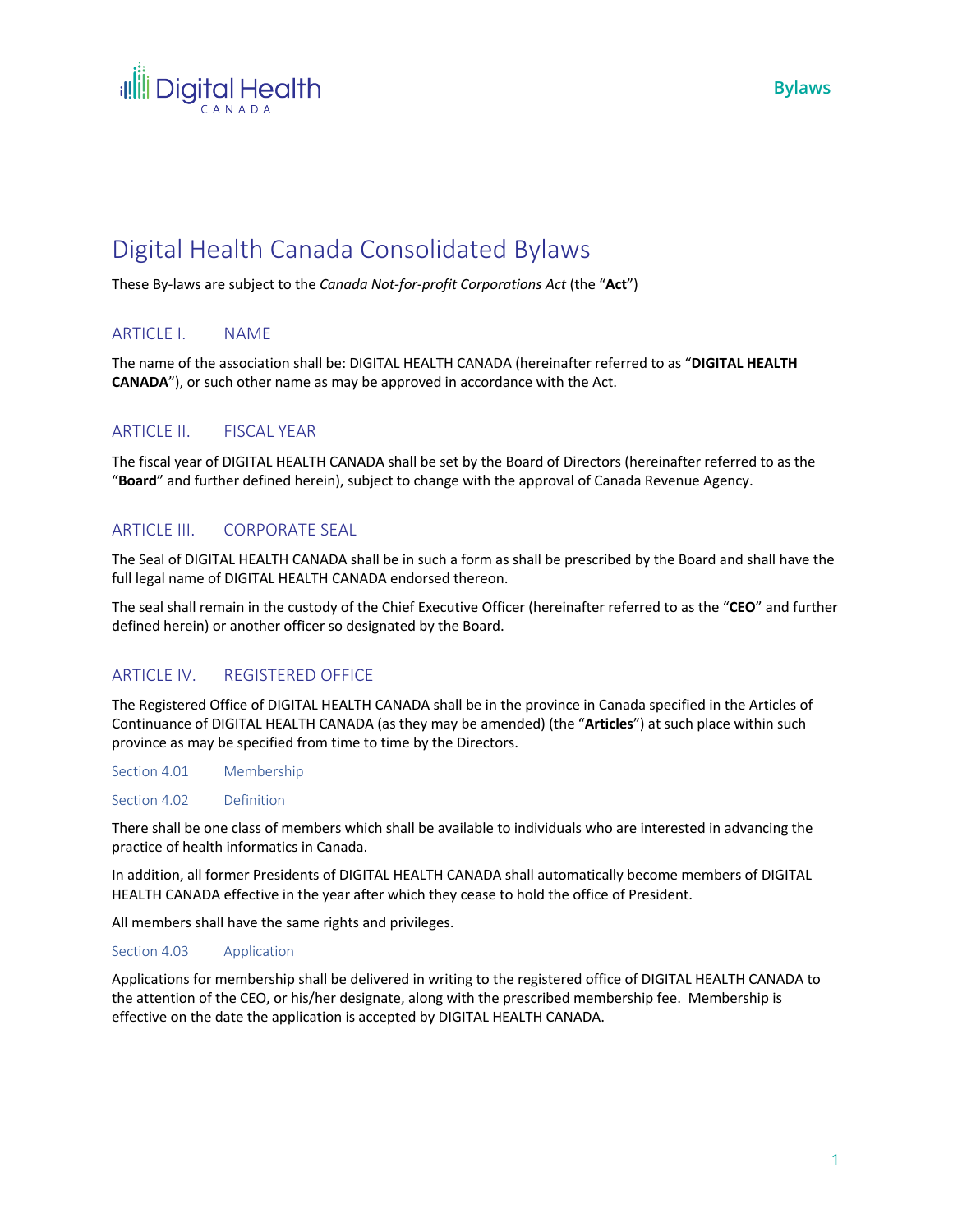# Digital Health Canada Consolidated Bylaws

These By-laws are subject to the *Canada Not-for-profit Corporations Act* (the "**Act**")

## ARTICLE I. NAME

The name of the association shall be: DIGITAL HEALTH CANADA (hereinafter referred to as "**DIGITAL HEALTH CANADA**"), or such other name as may be approved in accordance with the Act.

## ARTICLE II. FISCAL YEAR

The fiscal year of DIGITAL HEALTH CANADA shall be set by the Board of Directors (hereinafter referred to as the "**Board**" and further defined herein), subject to change with the approval of Canada Revenue Agency.

## ARTICLE III. CORPORATE SEAL

The Seal of DIGITAL HEALTH CANADA shall be in such a form as shall be prescribed by the Board and shall have the full legal name of DIGITAL HEALTH CANADA endorsed thereon.

The seal shall remain in the custody of the Chief Executive Officer (hereinafter referred to as the "**CEO**" and further defined herein) or another officer so designated by the Board.

## ARTICLE IV. REGISTERED OFFICE

The Registered Office of DIGITAL HEALTH CANADA shall be in the province in Canada specified in the Articles of Continuance of DIGITAL HEALTH CANADA (as they may be amended) (the "**Articles**") at such place within such province as may be specified from time to time by the Directors.

### Section 4.01 Membership

### Section 4.02 Definition

There shall be one class of members which shall be available to individuals who are interested in advancing the practice of health informatics in Canada.

In addition, all former Presidents of DIGITAL HEALTH CANADA shall automatically become members of DIGITAL HEALTH CANADA effective in the year after which they cease to hold the office of President.

All members shall have the same rights and privileges.

### Section 4.03 Application

Applications for membership shall be delivered in writing to the registered office of DIGITAL HEALTH CANADA to the attention of the CEO, or his/her designate, along with the prescribed membership fee. Membership is effective on the date the application is accepted by DIGITAL HEALTH CANADA.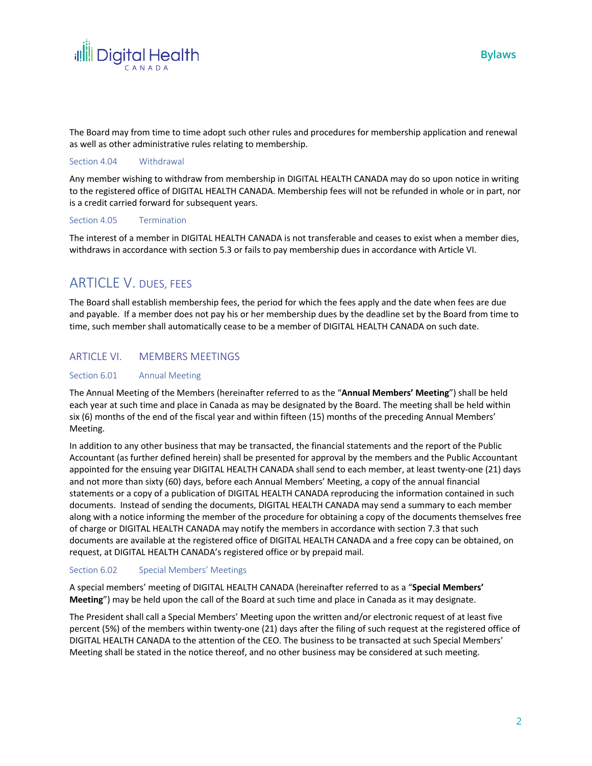The Board may from time to time adopt such other rules and procedures for membership application and renewal as well as other administrative rules relating to membership.

### Section 4.04 Withdrawal

Any member wishing to withdraw from membership in DIGITAL HEALTH CANADA may do so upon notice in writing to the registered office of DIGITAL HEALTH CANADA. Membership fees will not be refunded in whole or in part, nor is a credit carried forward for subsequent years.

### Section 4.05 Termination

The interest of a member in DIGITAL HEALTH CANADA is not transferable and ceases to exist when a member dies, withdraws in accordance with section 5.3 or fails to pay membership dues in accordance with Article VI.

## ARTICLE V. DUES, FEES

The Board shall establish membership fees, the period for which the fees apply and the date when fees are due and payable. If a member does not pay his or her membership dues by the deadline set by the Board from time to time, such member shall automatically cease to be a member of DIGITAL HEALTH CANADA on such date.

## ARTICLE VI. MEMBERS MEETINGS

### Section 6.01 Annual Meeting

The Annual Meeting of the Members (hereinafter referred to as the "**Annual Members' Meeting**") shall be held each year at such time and place in Canada as may be designated by the Board. The meeting shall be held within six (6) months of the end of the fiscal year and within fifteen (15) months of the preceding Annual Members' Meeting.

In addition to any other business that may be transacted, the financial statements and the report of the Public Accountant (as further defined herein) shall be presented for approval by the members and the Public Accountant appointed for the ensuing year DIGITAL HEALTH CANADA shall send to each member, at least twenty-one (21) days and not more than sixty (60) days, before each Annual Members' Meeting, a copy of the annual financial statements or a copy of a publication of DIGITAL HEALTH CANADA reproducing the information contained in such documents. Instead of sending the documents, DIGITAL HEALTH CANADA may send a summary to each member along with a notice informing the member of the procedure for obtaining a copy of the documents themselves free of charge or DIGITAL HEALTH CANADA may notify the members in accordance with section 7.3 that such documents are available at the registered office of DIGITAL HEALTH CANADA and a free copy can be obtained, on request, at DIGITAL HEALTH CANADA's registered office or by prepaid mail.

### Section 6.02 Special Members' Meetings

A special members' meeting of DIGITAL HEALTH CANADA (hereinafter referred to as a "**Special Members' Meeting**") may be held upon the call of the Board at such time and place in Canada as it may designate.

The President shall call a Special Members' Meeting upon the written and/or electronic request of at least five percent (5%) of the members within twenty-one (21) days after the filing of such request at the registered office of DIGITAL HEALTH CANADA to the attention of the CEO. The business to be transacted at such Special Members' Meeting shall be stated in the notice thereof, and no other business may be considered at such meeting.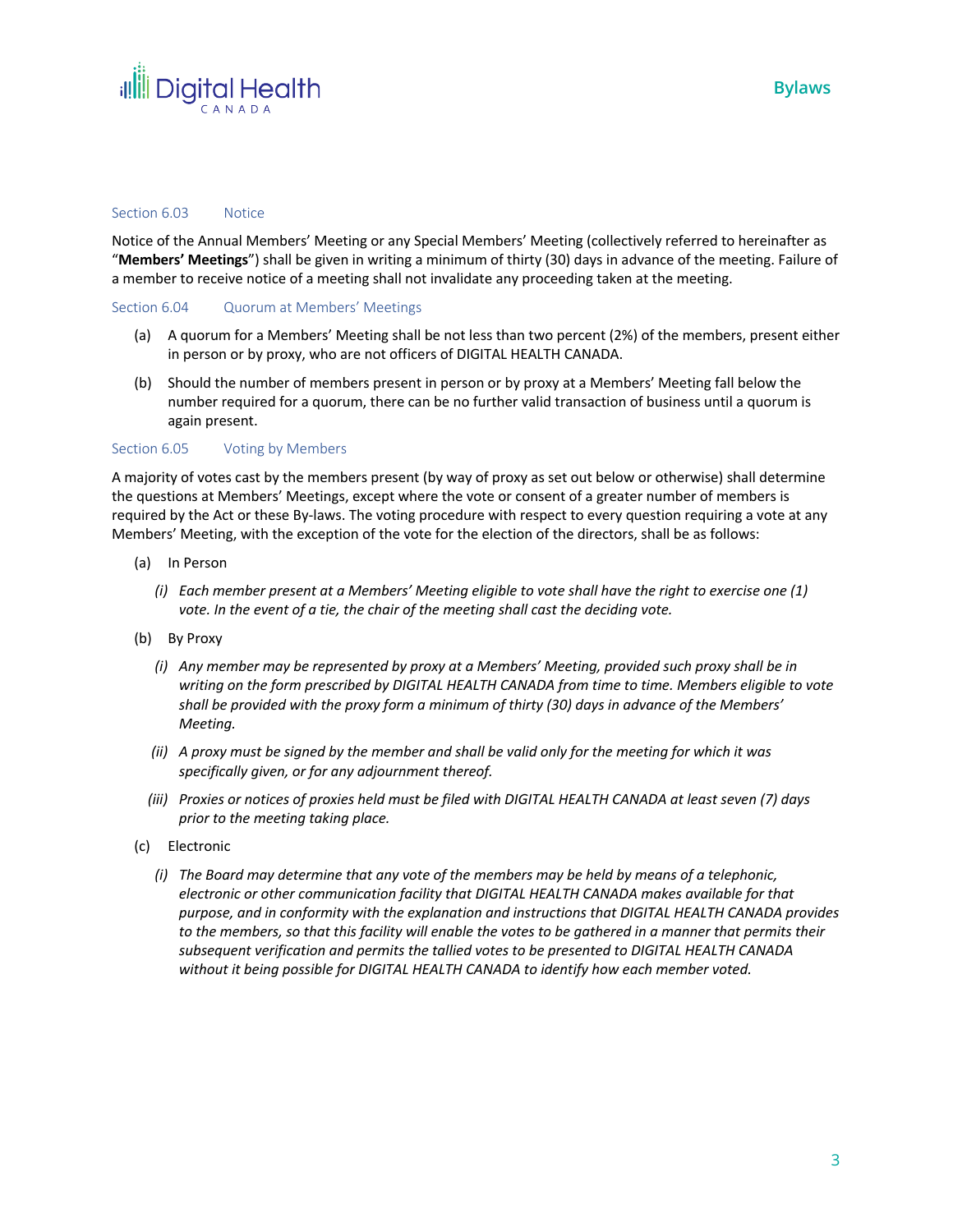### Section 6.03 Notice

Notice of the Annual Members' Meeting or any Special Members' Meeting (collectively referred to hereinafter as "**Members' Meetings**") shall be given in writing a minimum of thirty (30) days in advance of the meeting. Failure of a member to receive notice of a meeting shall not invalidate any proceeding taken at the meeting.

### Section 6.04 Quorum at Members' Meetings

(a) A quorum for a Members' Meeting shall be not less than two percent (2%) of the members, present either in person or by proxy, who are not officers of DIGITAL HEALTH CANADA.

(b) Should the number of members present in person or by proxy at a Members' Meeting fall below the number required for a quorum, there can be no further valid transaction of business until a quorum is again present.

### Section 6.05 Voting by Members

A majority of votes cast by the members present (by way of proxy as set out below or otherwise) shall determine the questions at Members' Meetings, except where the vote or consent of a greater number of members is required by the Act or these By-laws. The voting procedure with respect to every question requiring a vote at any Members' Meeting, with the exception of the vote for the election of the directors, shall be as follows:

(a) In Person

*(i) Each member present at a Members' Meeting eligible to vote shall have the right to exercise one (1) vote. In the event of a tie, the chair of the meeting shall cast the deciding vote.*

(b) By Proxy

*(i) Any member may be represented by proxy at a Members' Meeting, provided such proxy shall be in writing on the form prescribed by DIGITAL HEALTH CANADA from time to time. Members eligible to vote shall be provided with the proxy form a minimum of thirty (30) days in advance of the Members' Meeting.*

*(ii) A proxy must be signed by the member and shall be valid only for the meeting for which it was specifically given, or for any adjournment thereof.*

*(iii) Proxies or notices of proxies held must be filed with DIGITAL HEALTH CANADA at least seven (7) days prior to the meeting taking place.*

(c) Electronic

*(i) The Board may determine that any vote of the members may be held by means of a telephonic, electronic or other communication facility that DIGITAL HEALTH CANADA makes available for that purpose, and in conformity with the explanation and instructions that DIGITAL HEALTH CANADA provides to the members, so that this facility will enable the votes to be gathered in a manner that permits their subsequent verification and permits the tallied votes to be presented to DIGITAL HEALTH CANADA without it being possible for DIGITAL HEALTH CANADA to identify how each member voted.*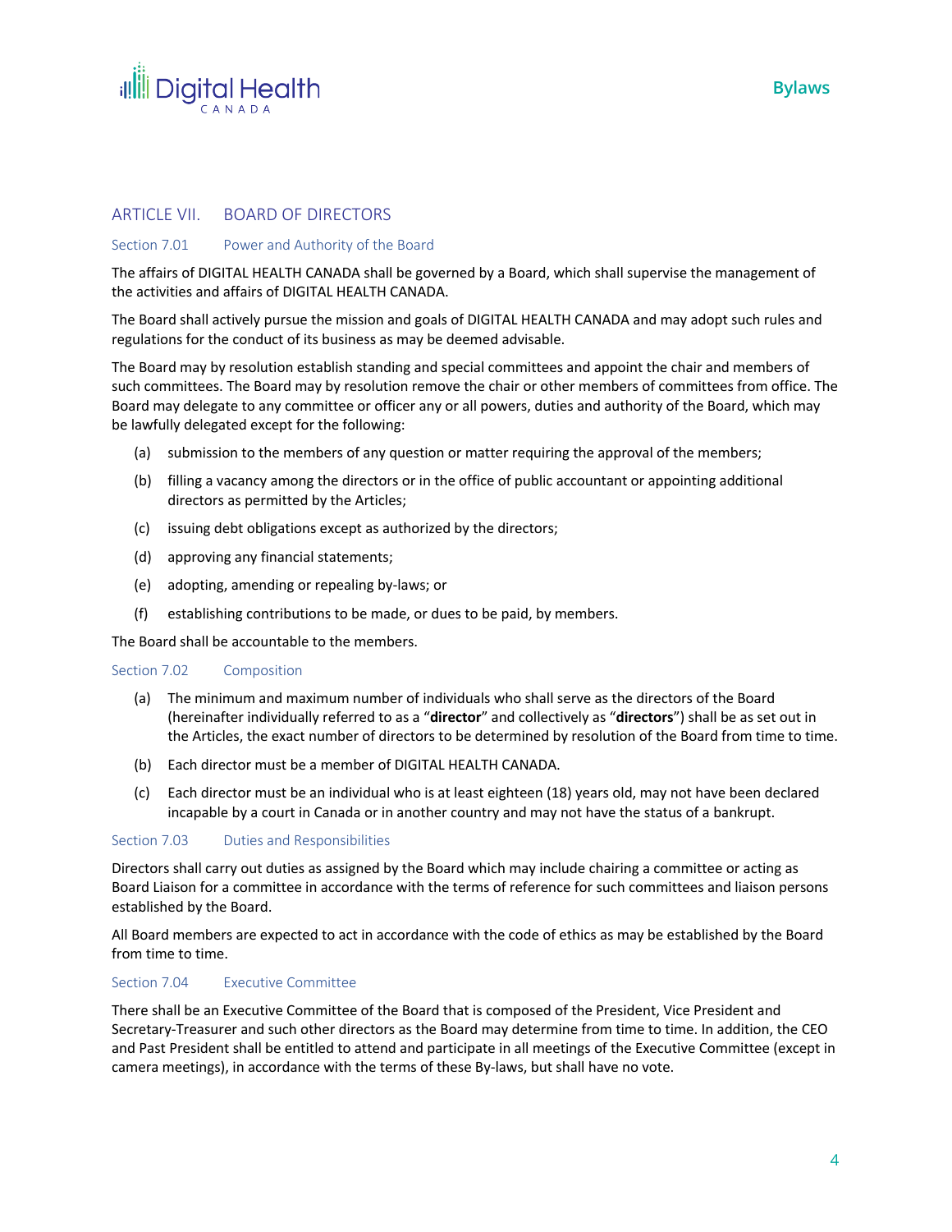## ARTICLE VII. BOARD OF DIRECTORS

### Section 7.01 Power and Authority of the Board

The affairs of DIGITAL HEALTH CANADA shall be governed by a Board, which shall supervise the management of the activities and affairs of DIGITAL HEALTH CANADA.

The Board shall actively pursue the mission and goals of DIGITAL HEALTH CANADA and may adopt such rules and regulations for the conduct of its business as may be deemed advisable.

The Board may by resolution establish standing and special committees and appoint the chair and members of such committees. The Board may by resolution remove the chair or other members of committees from office. The Board may delegate to any committee or officer any or all powers, duties and authority of the Board, which may be lawfully delegated except for the following:

(a) submission to the members of any question or matter requiring the approval of the members;

(b) filling a vacancy among the directors or in the office of public accountant or appointing additional directors as permitted by the Articles;

(c) issuing debt obligations except as authorized by the directors;

(d) approving any financial statements;

(e) adopting, amending or repealing by-laws; or

(f) establishing contributions to be made, or dues to be paid, by members.

The Board shall be accountable to the members.

### Section 7.02 Composition

(a) The minimum and maximum number of individuals who shall serve as the directors of the Board (hereinafter individually referred to as a "**director**" and collectively as "**directors**") shall be as set out in the Articles, the exact number of directors to be determined by resolution of the Board from time to time.

(b) Each director must be a member of DIGITAL HEALTH CANADA.

(c) Each director must be an individual who is at least eighteen (18) years old, may not have been declared incapable by a court in Canada or in another country and may not have the status of a bankrupt.

### Section 7.03 Duties and Responsibilities

Directors shall carry out duties as assigned by the Board which may include chairing a committee or acting as Board Liaison for a committee in accordance with the terms of reference for such committees and liaison persons established by the Board.

All Board members are expected to act in accordance with the code of ethics as may be established by the Board from time to time.

### Section 7.04 Executive Committee

There shall be an Executive Committee of the Board that is composed of the President, Vice President and Secretary-Treasurer and such other directors as the Board may determine from time to time. In addition, the CEO and Past President shall be entitled to attend and participate in all meetings of the Executive Committee (except in camera meetings), in accordance with the terms of these By-laws, but shall have no vote.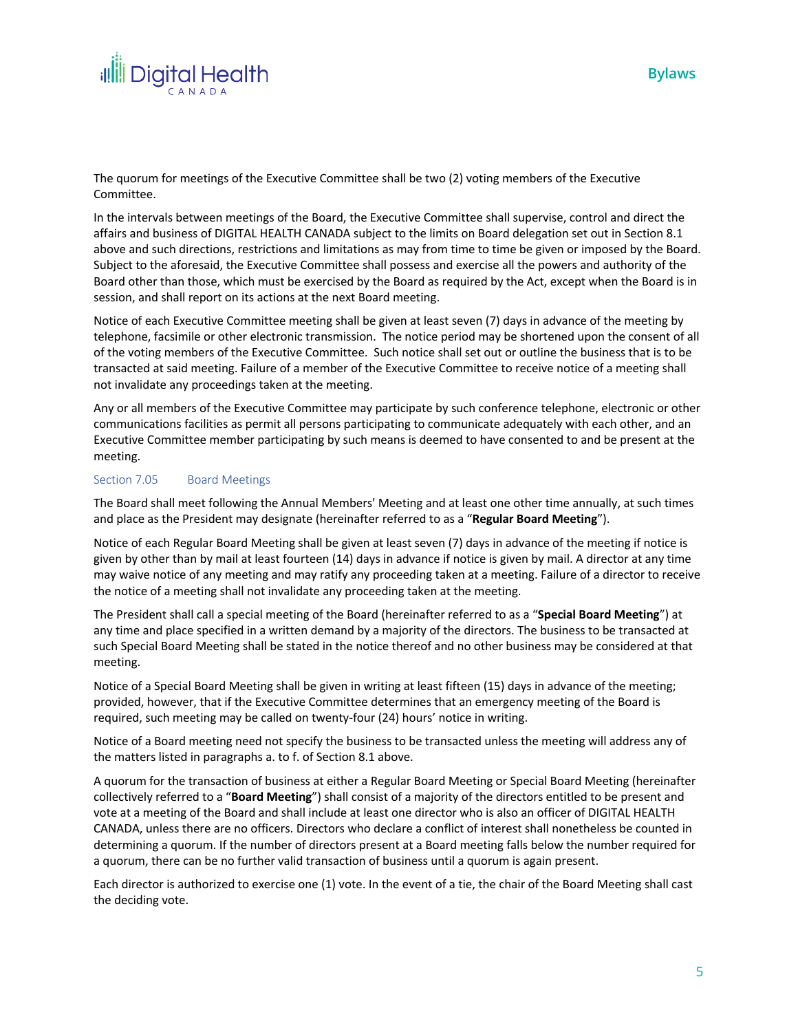The quorum for meetings of the Executive Committee shall be two (2) voting members of the Executive Committee.

In the intervals between meetings of the Board, the Executive Committee shall supervise, control and direct the affairs and business of DIGITAL HEALTH CANADA subject to the limits on Board delegation set out in Section 8.1 above and such directions, restrictions and limitations as may from time to time be given or imposed by the Board. Subject to the aforesaid, the Executive Committee shall possess and exercise all the powers and authority of the Board other than those, which must be exercised by the Board as required by the Act, except when the Board is in session, and shall report on its actions at the next Board meeting.

Notice of each Executive Committee meeting shall be given at least seven (7) days in advance of the meeting by telephone, facsimile or other electronic transmission. The notice period may be shortened upon the consent of all of the voting members of the Executive Committee. Such notice shall set out or outline the business that is to be transacted at said meeting. Failure of a member of the Executive Committee to receive notice of a meeting shall not invalidate any proceedings taken at the meeting.

Any or all members of the Executive Committee may participate by such conference telephone, electronic or other communications facilities as permit all persons participating to communicate adequately with each other, and an Executive Committee member participating by such means is deemed to have consented to and be present at the meeting.

### Section 7.05 Board Meetings

The Board shall meet following the Annual Members' Meeting and at least one other time annually, at such times and place as the President may designate (hereinafter referred to as a "**Regular Board Meeting**").

Notice of each Regular Board Meeting shall be given at least seven (7) days in advance of the meeting if notice is given by other than by mail at least fourteen (14) days in advance if notice is given by mail. A director at any time may waive notice of any meeting and may ratify any proceeding taken at a meeting. Failure of a director to receive the notice of a meeting shall not invalidate any proceeding taken at the meeting.

The President shall call a special meeting of the Board (hereinafter referred to as a "**Special Board Meeting**") at any time and place specified in a written demand by a majority of the directors. The business to be transacted at such Special Board Meeting shall be stated in the notice thereof and no other business may be considered at that meeting.

Notice of a Special Board Meeting shall be given in writing at least fifteen (15) days in advance of the meeting; provided, however, that if the Executive Committee determines that an emergency meeting of the Board is required, such meeting may be called on twenty-four (24) hours' notice in writing.

Notice of a Board meeting need not specify the business to be transacted unless the meeting will address any of the matters listed in paragraphs a. to f. of Section 8.1 above.

A quorum for the transaction of business at either a Regular Board Meeting or Special Board Meeting (hereinafter collectively referred to a "**Board Meeting**") shall consist of a majority of the directors entitled to be present and vote at a meeting of the Board and shall include at least one director who is also an officer of DIGITAL HEALTH CANADA, unless there are no officers. Directors who declare a conflict of interest shall nonetheless be counted in determining a quorum. If the number of directors present at a Board meeting falls below the number required for a quorum, there can be no further valid transaction of business until a quorum is again present.

Each director is authorized to exercise one (1) vote. In the event of a tie, the chair of the Board Meeting shall cast the deciding vote.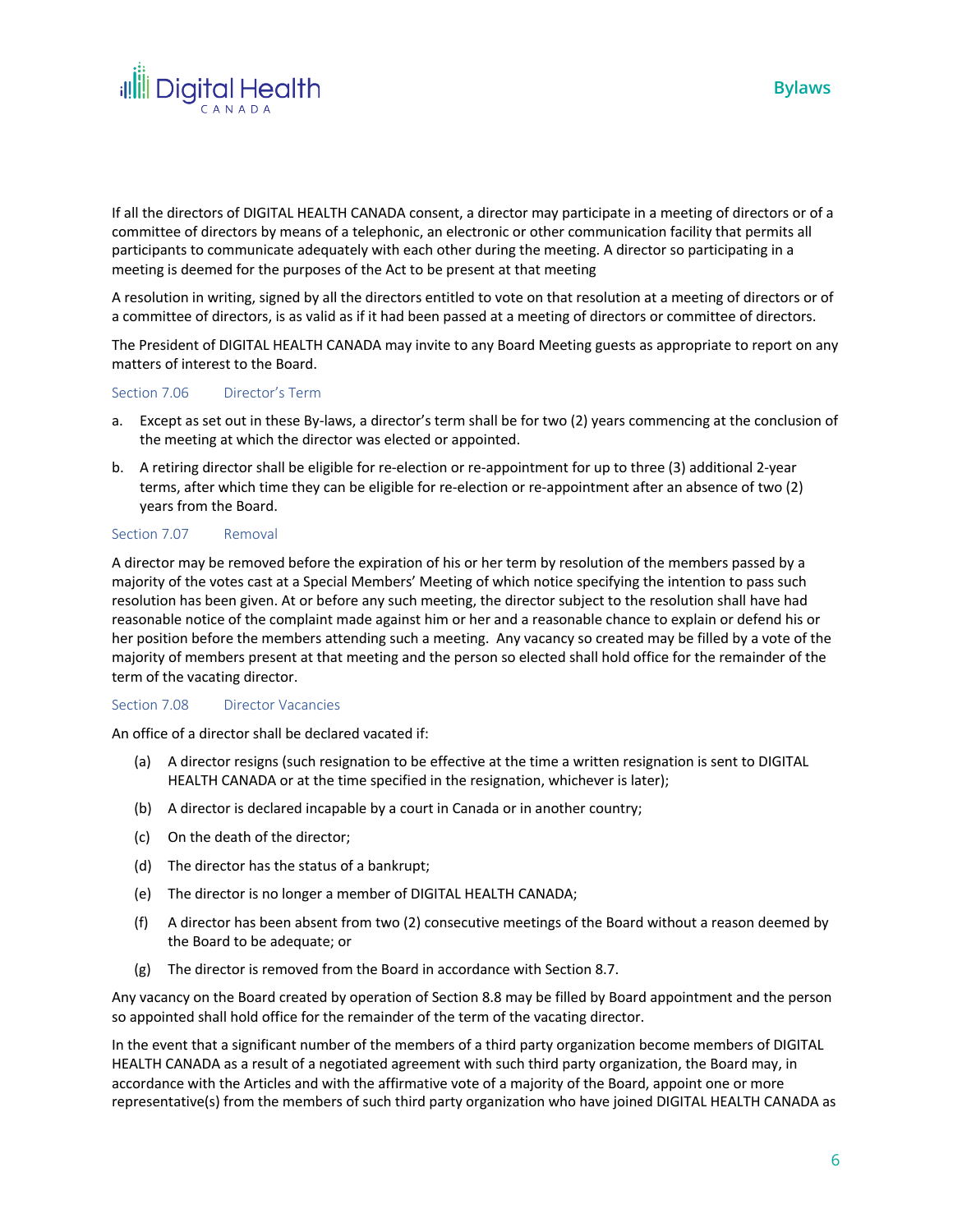If all the directors of DIGITAL HEALTH CANADA consent, a director may participate in a meeting of directors or of a committee of directors by means of a telephonic, an electronic or other communication facility that permits all participants to communicate adequately with each other during the meeting. A director so participating in a meeting is deemed for the purposes of the Act to be present at that meeting

A resolution in writing, signed by all the directors entitled to vote on that resolution at a meeting of directors or of a committee of directors, is as valid as if it had been passed at a meeting of directors or committee of directors.

The President of DIGITAL HEALTH CANADA may invite to any Board Meeting guests as appropriate to report on any matters of interest to the Board.

### Section 7.06 Director's Term

a. Except as set out in these By-laws, a director's term shall be for two (2) years commencing at the conclusion of the meeting at which the director was elected or appointed.

b. A retiring director shall be eligible for re-election or re-appointment for up to three (3) additional 2-year terms, after which time they can be eligible for re-election or re-appointment after an absence of two (2) years from the Board.

### Section 7.07 Removal

A director may be removed before the expiration of his or her term by resolution of the members passed by a majority of the votes cast at a Special Members' Meeting of which notice specifying the intention to pass such resolution has been given. At or before any such meeting, the director subject to the resolution shall have had reasonable notice of the complaint made against him or her and a reasonable chance to explain or defend his or her position before the members attending such a meeting. Any vacancy so created may be filled by a vote of the majority of members present at that meeting and the person so elected shall hold office for the remainder of the term of the vacating director.

### Section 7.08 Director Vacancies

An office of a director shall be declared vacated if:

(a) A director resigns (such resignation to be effective at the time a written resignation is sent to DIGITAL HEALTH CANADA or at the time specified in the resignation, whichever is later);

(b) A director is declared incapable by a court in Canada or in another country;

(c) On the death of the director;

(d) The director has the status of a bankrupt;

(e) The director is no longer a member of DIGITAL HEALTH CANADA;

(f) A director has been absent from two (2) consecutive meetings of the Board without a reason deemed by the Board to be adequate; or

(g) The director is removed from the Board in accordance with Section 8.7.

Any vacancy on the Board created by operation of Section 8.8 may be filled by Board appointment and the person so appointed shall hold office for the remainder of the term of the vacating director.

In the event that a significant number of the members of a third party organization become members of DIGITAL HEALTH CANADA as a result of a negotiated agreement with such third party organization, the Board may, in accordance with the Articles and with the affirmative vote of a majority of the Board, appoint one or more representative(s) from the members of such third party organization who have joined DIGITAL HEALTH CANADA as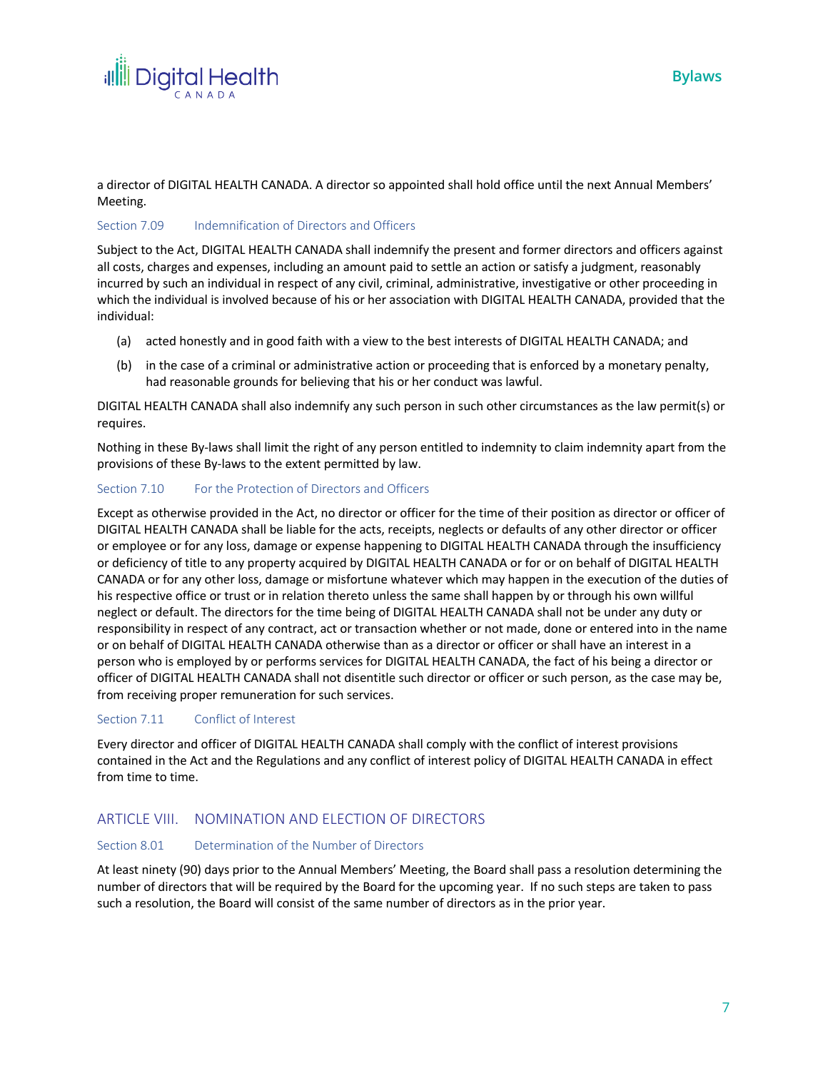a director of DIGITAL HEALTH CANADA. A director so appointed shall hold office until the next Annual Members' Meeting.

### Section 7.09 Indemnification of Directors and Officers

Subject to the Act, DIGITAL HEALTH CANADA shall indemnify the present and former directors and officers against all costs, charges and expenses, including an amount paid to settle an action or satisfy a judgment, reasonably incurred by such an individual in respect of any civil, criminal, administrative, investigative or other proceeding in which the individual is involved because of his or her association with DIGITAL HEALTH CANADA, provided that the individual:

(a) acted honestly and in good faith with a view to the best interests of DIGITAL HEALTH CANADA; and

(b) in the case of a criminal or administrative action or proceeding that is enforced by a monetary penalty, had reasonable grounds for believing that his or her conduct was lawful.

DIGITAL HEALTH CANADA shall also indemnify any such person in such other circumstances as the law permit(s) or requires.

Nothing in these By-laws shall limit the right of any person entitled to indemnity to claim indemnity apart from the provisions of these By-laws to the extent permitted by law.

### Section 7.10 For the Protection of Directors and Officers

Except as otherwise provided in the Act, no director or officer for the time of their position as director or officer of DIGITAL HEALTH CANADA shall be liable for the acts, receipts, neglects or defaults of any other director or officer or employee or for any loss, damage or expense happening to DIGITAL HEALTH CANADA through the insufficiency or deficiency of title to any property acquired by DIGITAL HEALTH CANADA or for or on behalf of DIGITAL HEALTH CANADA or for any other loss, damage or misfortune whatever which may happen in the execution of the duties of his respective office or trust or in relation thereto unless the same shall happen by or through his own willful neglect or default. The directors for the time being of DIGITAL HEALTH CANADA shall not be under any duty or responsibility in respect of any contract, act or transaction whether or not made, done or entered into in the name or on behalf of DIGITAL HEALTH CANADA otherwise than as a director or officer or shall have an interest in a person who is employed by or performs services for DIGITAL HEALTH CANADA, the fact of his being a director or officer of DIGITAL HEALTH CANADA shall not disentitle such director or officer or such person, as the case may be, from receiving proper remuneration for such services.

### Section 7.11 Conflict of Interest

Every director and officer of DIGITAL HEALTH CANADA shall comply with the conflict of interest provisions contained in the Act and the Regulations and any conflict of interest policy of DIGITAL HEALTH CANADA in effect from time to time.

## ARTICLE VIII. NOMINATION AND ELECTION OF DIRECTORS

### Section 8.01 Determination of the Number of Directors

At least ninety (90) days prior to the Annual Members' Meeting, the Board shall pass a resolution determining the number of directors that will be required by the Board for the upcoming year. If no such steps are taken to pass such a resolution, the Board will consist of the same number of directors as in the prior year.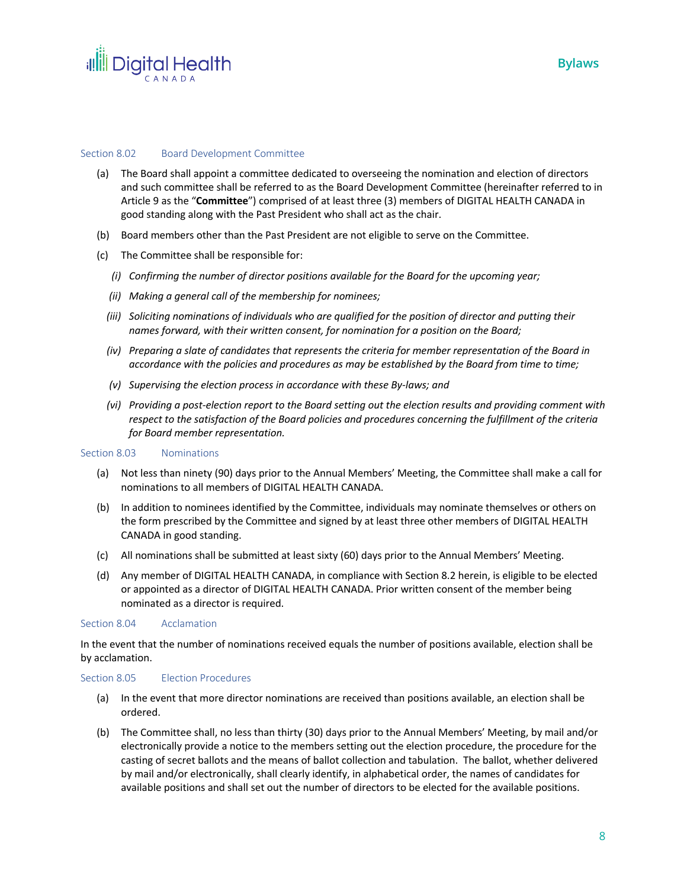### Section 8.02 Board Development Committee

(a) The Board shall appoint a committee dedicated to overseeing the nomination and election of directors and such committee shall be referred to as the Board Development Committee (hereinafter referred to in Article 9 as the "**Committee**") comprised of at least three (3) members of DIGITAL HEALTH CANADA in good standing along with the Past President who shall act as the chair.

(b) Board members other than the Past President are not eligible to serve on the Committee.

(c) The Committee shall be responsible for:

*(i) Confirming the number of director positions available for the Board for the upcoming year;*

*(ii) Making a general call of the membership for nominees;*

*(iii) Soliciting nominations of individuals who are qualified for the position of director and putting their names forward, with their written consent, for nomination for a position on the Board;*

*(iv) Preparing a slate of candidates that represents the criteria for member representation of the Board in accordance with the policies and procedures as may be established by the Board from time to time;*

*(v) Supervising the election process in accordance with these By-laws; and*

*(vi) Providing a post-election report to the Board setting out the election results and providing comment with respect to the satisfaction of the Board policies and procedures concerning the fulfillment of the criteria for Board member representation.*

### Section 8.03 Nominations

(a) Not less than ninety (90) days prior to the Annual Members' Meeting, the Committee shall make a call for nominations to all members of DIGITAL HEALTH CANADA.

(b) In addition to nominees identified by the Committee, individuals may nominate themselves or others on the form prescribed by the Committee and signed by at least three other members of DIGITAL HEALTH CANADA in good standing.

(c) All nominations shall be submitted at least sixty (60) days prior to the Annual Members' Meeting.

(d) Any member of DIGITAL HEALTH CANADA, in compliance with Section 8.2 herein, is eligible to be elected or appointed as a director of DIGITAL HEALTH CANADA. Prior written consent of the member being nominated as a director is required.

### Section 8.04 Acclamation

In the event that the number of nominations received equals the number of positions available, election shall be by acclamation.

### Section 8.05 Election Procedures

(a) In the event that more director nominations are received than positions available, an election shall be ordered.

(b) The Committee shall, no less than thirty (30) days prior to the Annual Members' Meeting, by mail and/or electronically provide a notice to the members setting out the election procedure, the procedure for the casting of secret ballots and the means of ballot collection and tabulation. The ballot, whether delivered by mail and/or electronically, shall clearly identify, in alphabetical order, the names of candidates for available positions and shall set out the number of directors to be elected for the available positions.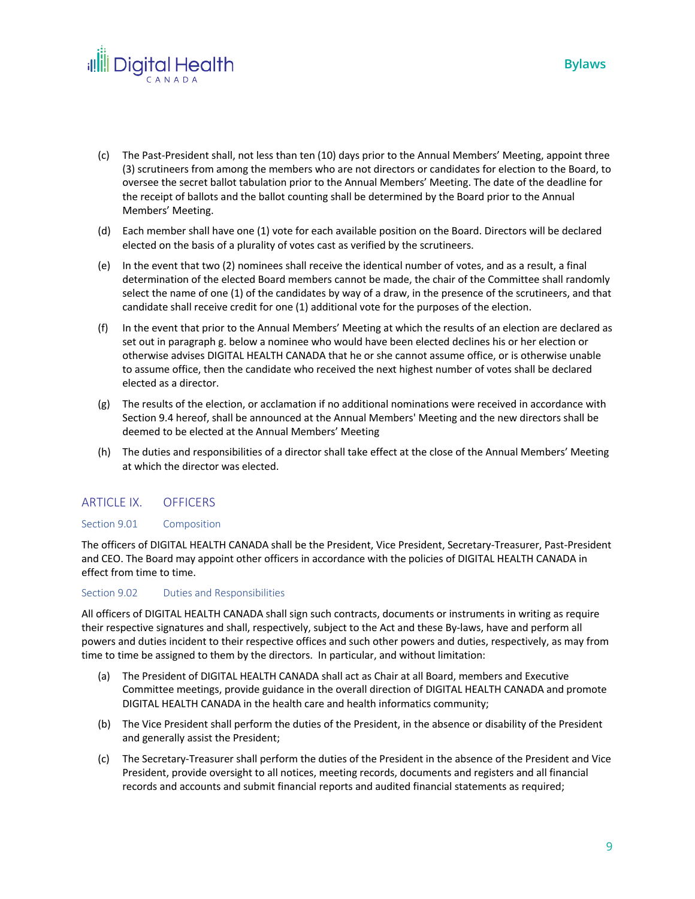(c) The Past-President shall, not less than ten (10) days prior to the Annual Members' Meeting, appoint three (3) scrutineers from among the members who are not directors or candidates for election to the Board, to oversee the secret ballot tabulation prior to the Annual Members' Meeting. The date of the deadline for the receipt of ballots and the ballot counting shall be determined by the Board prior to the Annual Members' Meeting.

(d) Each member shall have one (1) vote for each available position on the Board. Directors will be declared elected on the basis of a plurality of votes cast as verified by the scrutineers.

(e) In the event that two (2) nominees shall receive the identical number of votes, and as a result, a final determination of the elected Board members cannot be made, the chair of the Committee shall randomly select the name of one (1) of the candidates by way of a draw, in the presence of the scrutineers, and that candidate shall receive credit for one (1) additional vote for the purposes of the election.

(f) In the event that prior to the Annual Members' Meeting at which the results of an election are declared as set out in paragraph g. below a nominee who would have been elected declines his or her election or otherwise advises DIGITAL HEALTH CANADA that he or she cannot assume office, or is otherwise unable to assume office, then the candidate who received the next highest number of votes shall be declared elected as a director.

(g) The results of the election, or acclamation if no additional nominations were received in accordance with Section 9.4 hereof, shall be announced at the Annual Members' Meeting and the new directors shall be deemed to be elected at the Annual Members' Meeting

(h) The duties and responsibilities of a director shall take effect at the close of the Annual Members' Meeting at which the director was elected.

## ARTICLE IX. OFFICERS

### Section 9.01 Composition

The officers of DIGITAL HEALTH CANADA shall be the President, Vice President, Secretary-Treasurer, Past-President and CEO. The Board may appoint other officers in accordance with the policies of DIGITAL HEALTH CANADA in effect from time to time.

### Section 9.02 Duties and Responsibilities

All officers of DIGITAL HEALTH CANADA shall sign such contracts, documents or instruments in writing as require their respective signatures and shall, respectively, subject to the Act and these By-laws, have and perform all powers and duties incident to their respective offices and such other powers and duties, respectively, as may from time to time be assigned to them by the directors. In particular, and without limitation:

(a) The President of DIGITAL HEALTH CANADA shall act as Chair at all Board, members and Executive Committee meetings, provide guidance in the overall direction of DIGITAL HEALTH CANADA and promote DIGITAL HEALTH CANADA in the health care and health informatics community;

(b) The Vice President shall perform the duties of the President, in the absence or disability of the President and generally assist the President;

(c) The Secretary-Treasurer shall perform the duties of the President in the absence of the President and Vice President, provide oversight to all notices, meeting records, documents and registers and all financial records and accounts and submit financial reports and audited financial statements as required;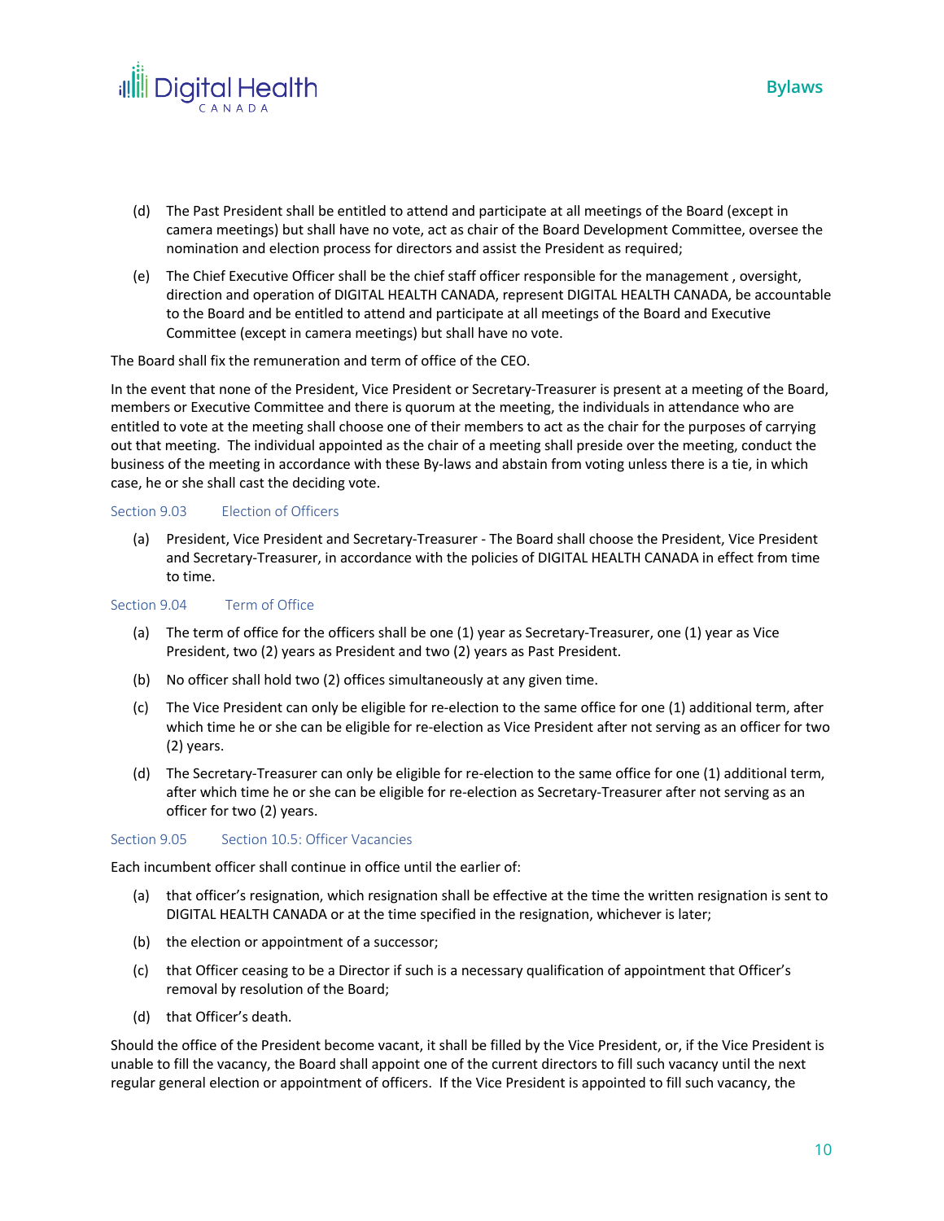(d) The Past President shall be entitled to attend and participate at all meetings of the Board (except in camera meetings) but shall have no vote, act as chair of the Board Development Committee, oversee the nomination and election process for directors and assist the President as required;

(e) The Chief Executive Officer shall be the chief staff officer responsible for the management , oversight, direction and operation of DIGITAL HEALTH CANADA, represent DIGITAL HEALTH CANADA, be accountable to the Board and be entitled to attend and participate at all meetings of the Board and Executive Committee (except in camera meetings) but shall have no vote.

The Board shall fix the remuneration and term of office of the CEO.

In the event that none of the President, Vice President or Secretary-Treasurer is present at a meeting of the Board, members or Executive Committee and there is quorum at the meeting, the individuals in attendance who are entitled to vote at the meeting shall choose one of their members to act as the chair for the purposes of carrying out that meeting. The individual appointed as the chair of a meeting shall preside over the meeting, conduct the business of the meeting in accordance with these By-laws and abstain from voting unless there is a tie, in which case, he or she shall cast the deciding vote.

### Section 9.03 Election of Officers

(a) President, Vice President and Secretary-Treasurer - The Board shall choose the President, Vice President and Secretary-Treasurer, in accordance with the policies of DIGITAL HEALTH CANADA in effect from time to time.

### Section 9.04 Term of Office

(a) The term of office for the officers shall be one (1) year as Secretary-Treasurer, one (1) year as Vice President, two (2) years as President and two (2) years as Past President.

(b) No officer shall hold two (2) offices simultaneously at any given time.

(c) The Vice President can only be eligible for re-election to the same office for one (1) additional term, after which time he or she can be eligible for re-election as Vice President after not serving as an officer for two (2) years.

(d) The Secretary-Treasurer can only be eligible for re-election to the same office for one (1) additional term, after which time he or she can be eligible for re-election as Secretary-Treasurer after not serving as an officer for two (2) years.

### Section 9.05 Section 10.5: Officer Vacancies

Each incumbent officer shall continue in office until the earlier of:

(a) that officer's resignation, which resignation shall be effective at the time the written resignation is sent to DIGITAL HEALTH CANADA or at the time specified in the resignation, whichever is later;

(b) the election or appointment of a successor;

(c) that Officer ceasing to be a Director if such is a necessary qualification of appointment that Officer's removal by resolution of the Board;

(d) that Officer's death.

Should the office of the President become vacant, it shall be filled by the Vice President, or, if the Vice President is unable to fill the vacancy, the Board shall appoint one of the current directors to fill such vacancy until the next regular general election or appointment of officers. If the Vice President is appointed to fill such vacancy, the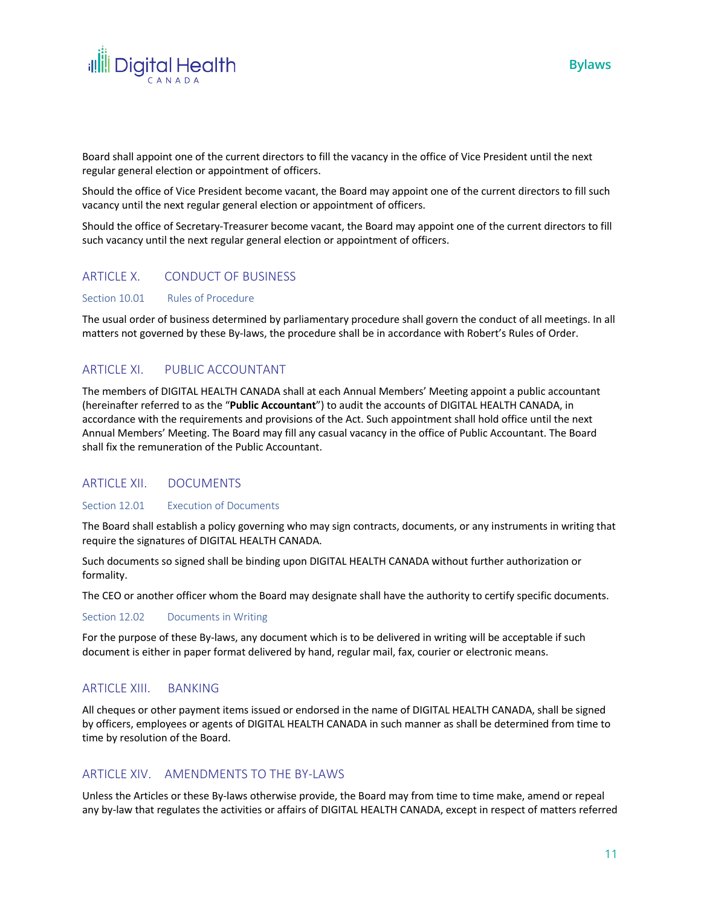Board shall appoint one of the current directors to fill the vacancy in the office of Vice President until the next regular general election or appointment of officers.

Should the office of Vice President become vacant, the Board may appoint one of the current directors to fill such vacancy until the next regular general election or appointment of officers.

Should the office of Secretary-Treasurer become vacant, the Board may appoint one of the current directors to fill such vacancy until the next regular general election or appointment of officers.

## ARTICLE X. CONDUCT OF BUSINESS

### Section 10.01 Rules of Procedure

The usual order of business determined by parliamentary procedure shall govern the conduct of all meetings. In all matters not governed by these By-laws, the procedure shall be in accordance with Robert's Rules of Order.

## ARTICLE XI. PUBLIC ACCOUNTANT

The members of DIGITAL HEALTH CANADA shall at each Annual Members' Meeting appoint a public accountant (hereinafter referred to as the "**Public Accountant**") to audit the accounts of DIGITAL HEALTH CANADA, in accordance with the requirements and provisions of the Act. Such appointment shall hold office until the next Annual Members' Meeting. The Board may fill any casual vacancy in the office of Public Accountant. The Board shall fix the remuneration of the Public Accountant.

## ARTICLE XII. DOCUMENTS

### Section 12.01 Execution of Documents

The Board shall establish a policy governing who may sign contracts, documents, or any instruments in writing that require the signatures of DIGITAL HEALTH CANADA.

Such documents so signed shall be binding upon DIGITAL HEALTH CANADA without further authorization or formality.

The CEO or another officer whom the Board may designate shall have the authority to certify specific documents.

### Section 12.02 Documents in Writing

For the purpose of these By-laws, any document which is to be delivered in writing will be acceptable if such document is either in paper format delivered by hand, regular mail, fax, courier or electronic means.

## ARTICLE XIII. BANKING

All cheques or other payment items issued or endorsed in the name of DIGITAL HEALTH CANADA, shall be signed by officers, employees or agents of DIGITAL HEALTH CANADA in such manner as shall be determined from time to time by resolution of the Board.

## ARTICLE XIV. AMENDMENTS TO THE BY-LAWS

Unless the Articles or these By-laws otherwise provide, the Board may from time to time make, amend or repeal any by-law that regulates the activities or affairs of DIGITAL HEALTH CANADA, except in respect of matters referred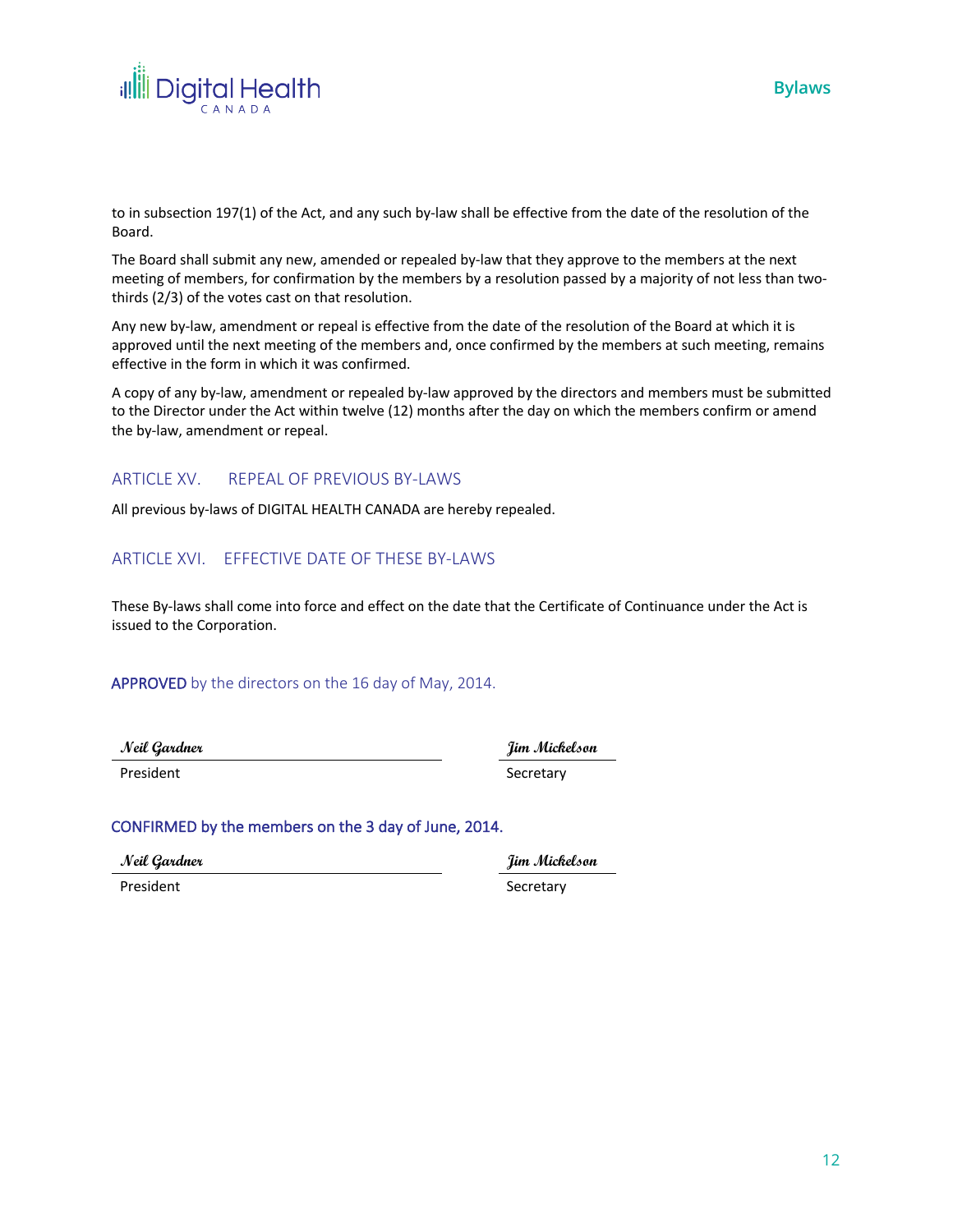to in subsection 197(1) of the Act, and any such by-law shall be effective from the date of the resolution of the Board.

The Board shall submit any new, amended or repealed by-law that they approve to the members at the next meeting of members, for confirmation by the members by a resolution passed by a majority of not less than two-thirds (2/3) of the votes cast on that resolution.

Any new by-law, amendment or repeal is effective from the date of the resolution of the Board at which it is approved until the next meeting of the members and, once confirmed by the members at such meeting, remains effective in the form in which it was confirmed.

A copy of any by-law, amendment or repealed by-law approved by the directors and members must be submitted to the Director under the Act within twelve (12) months after the day on which the members confirm or amend the by-law, amendment or repeal.

## ARTICLE XV. REPEAL OF PREVIOUS BY-LAWS

All previous by-laws of DIGITAL HEALTH CANADA are hereby repealed.

## ARTICLE XVI. EFFECTIVE DATE OF THESE BY-LAWS

These By-laws shall come into force and effect on the date that the Certificate of Continuance under the Act is issued to the Corporation.

**APPROVED** by the directors on the 16 day of May, 2014.

*Neil Gardner*
President

*Jim Mickelson*
Secretary

CONFIRMED by the members on the 3 day of June, 2014.

*Neil Gardner*
President

*Jim Mickelson*
Secretary